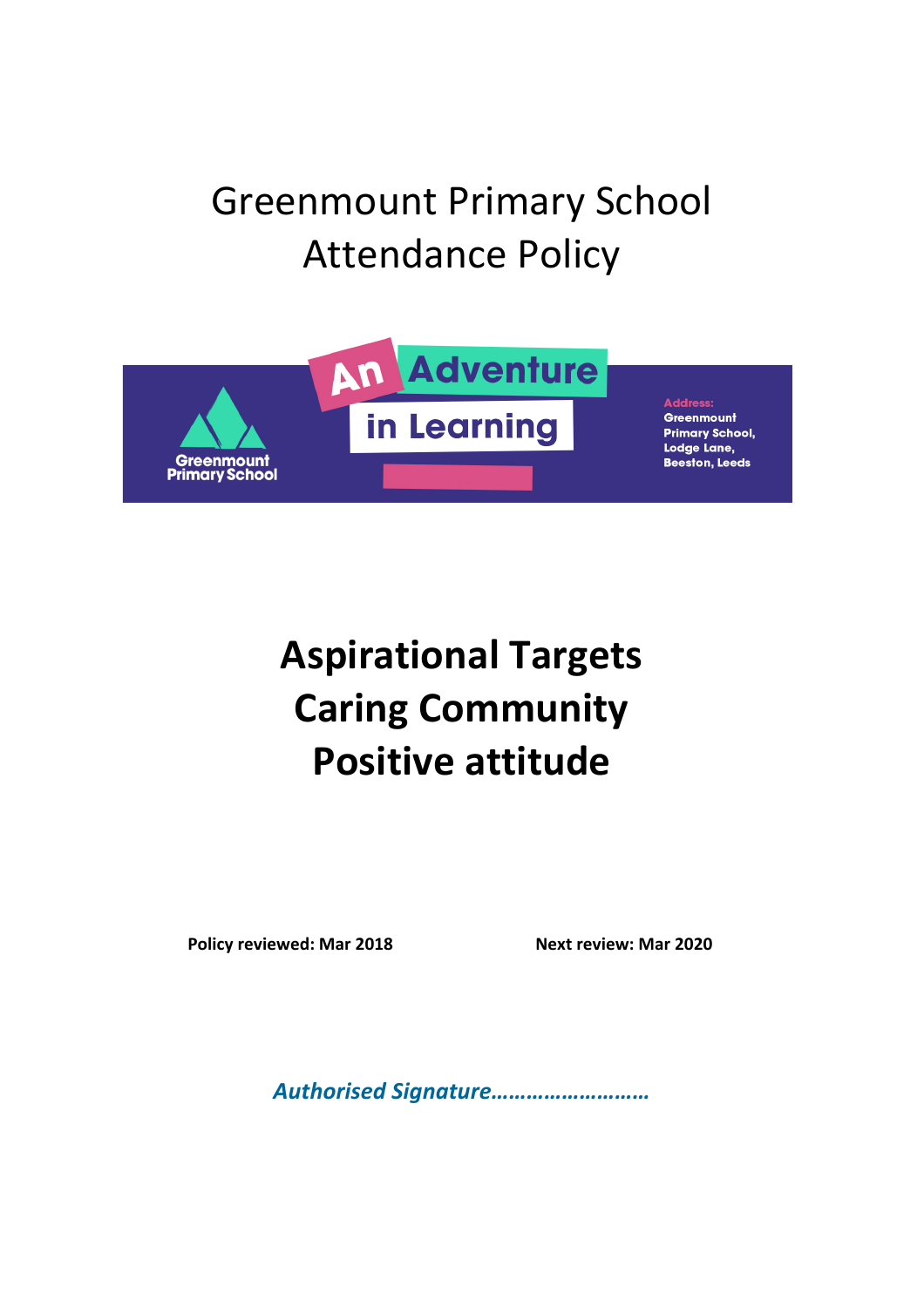# Greenmount Primary School
# Attendance Policy

An Adventure in Learning

Greenmount Primary School

Address:
Greenmount
Primary School,
Lodge Lane,
Beeston, Leeds

## Aspirational Targets
## Caring Community
## Positive attitude

**Policy reviewed: Mar 2018** **Next review: Mar 2020**

***Authorised Signature……………………….***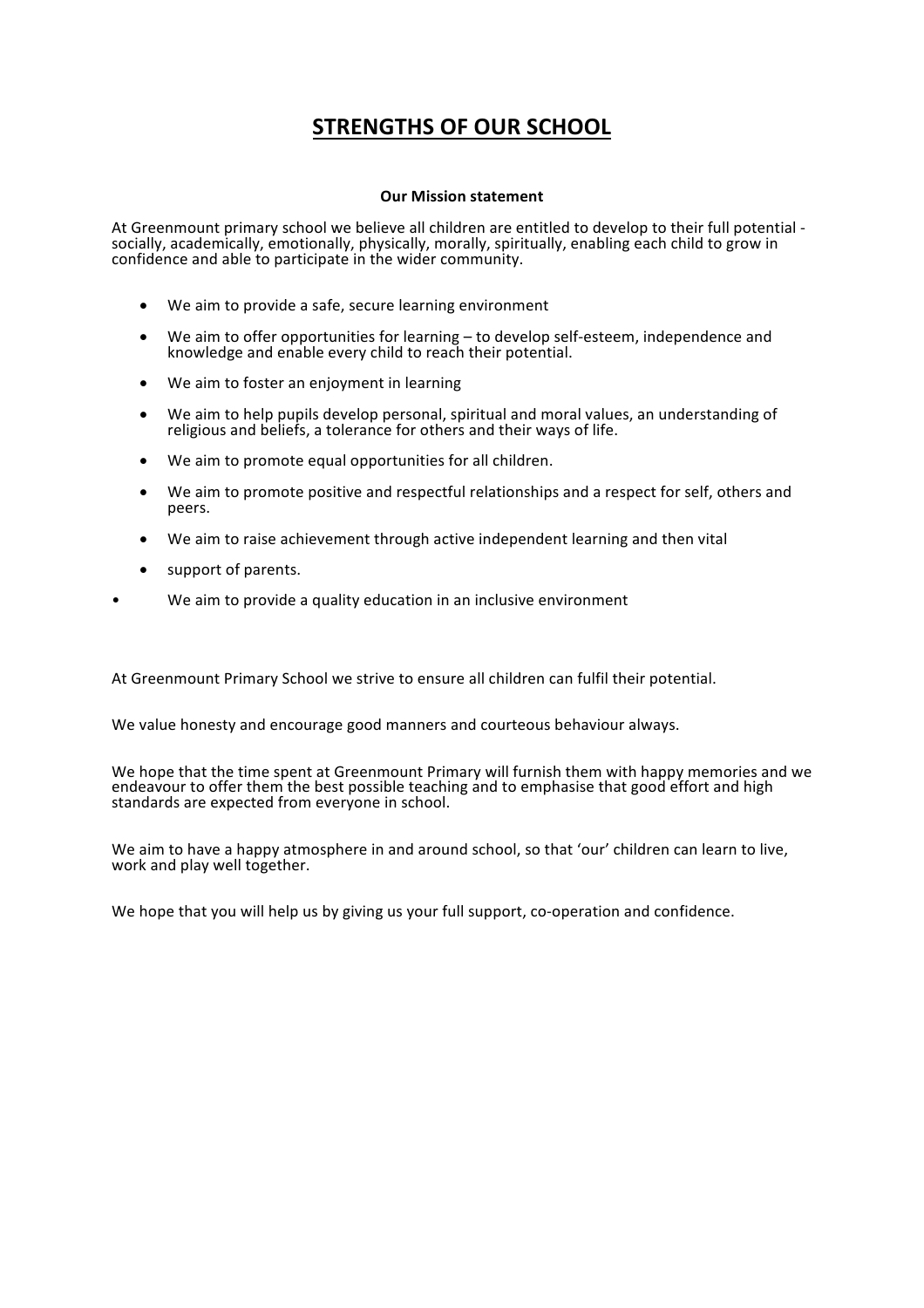# STRENGTHS OF OUR SCHOOL

**Our Mission statement**

At Greenmount primary school we believe all children are entitled to develop to their full potential - socially, academically, emotionally, physically, morally, spiritually, enabling each child to grow in confidence and able to participate in the wider community.

- We aim to provide a safe, secure learning environment
- We aim to offer opportunities for learning – to develop self-esteem, independence and knowledge and enable every child to reach their potential.
- We aim to foster an enjoyment in learning
- We aim to help pupils develop personal, spiritual and moral values, an understanding of religious and beliefs, a tolerance for others and their ways of life.
- We aim to promote equal opportunities for all children.
- We aim to promote positive and respectful relationships and a respect for self, others and peers.
- We aim to raise achievement through active independent learning and then vital
- support of parents.
- We aim to provide a quality education in an inclusive environment

At Greenmount Primary School we strive to ensure all children can fulfil their potential.

We value honesty and encourage good manners and courteous behaviour always.

We hope that the time spent at Greenmount Primary will furnish them with happy memories and we endeavour to offer them the best possible teaching and to emphasise that good effort and high standards are expected from everyone in school.

We aim to have a happy atmosphere in and around school, so that 'our' children can learn to live, work and play well together.

We hope that you will help us by giving us your full support, co-operation and confidence.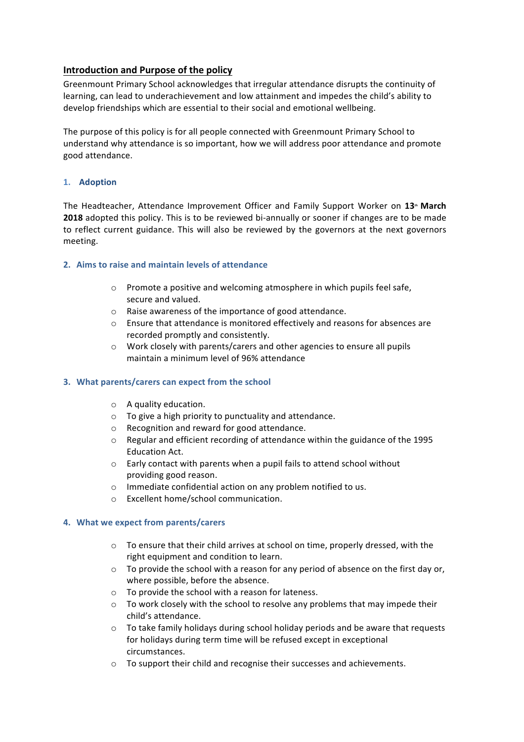## Introduction and Purpose of the policy

Greenmount Primary School acknowledges that irregular attendance disrupts the continuity of learning, can lead to underachievement and low attainment and impedes the child's ability to develop friendships which are essential to their social and emotional wellbeing.

The purpose of this policy is for all people connected with Greenmount Primary School to understand why attendance is so important, how we will address poor attendance and promote good attendance.

### 1. Adoption

The Headteacher, Attendance Improvement Officer and Family Support Worker on **13th March 2018** adopted this policy. This is to be reviewed bi-annually or sooner if changes are to be made to reflect current guidance. This will also be reviewed by the governors at the next governors meeting.

### 2. Aims to raise and maintain levels of attendance

- Promote a positive and welcoming atmosphere in which pupils feel safe, secure and valued.
- Raise awareness of the importance of good attendance.
- Ensure that attendance is monitored effectively and reasons for absences are recorded promptly and consistently.
- Work closely with parents/carers and other agencies to ensure all pupils maintain a minimum level of 96% attendance

### 3. What parents/carers can expect from the school

- A quality education.
- To give a high priority to punctuality and attendance.
- Recognition and reward for good attendance.
- Regular and efficient recording of attendance within the guidance of the 1995 Education Act.
- Early contact with parents when a pupil fails to attend school without providing good reason.
- Immediate confidential action on any problem notified to us.
- Excellent home/school communication.

### 4. What we expect from parents/carers

- To ensure that their child arrives at school on time, properly dressed, with the right equipment and condition to learn.
- To provide the school with a reason for any period of absence on the first day or, where possible, before the absence.
- To provide the school with a reason for lateness.
- To work closely with the school to resolve any problems that may impede their child's attendance.
- To take family holidays during school holiday periods and be aware that requests for holidays during term time will be refused except in exceptional circumstances.
- To support their child and recognise their successes and achievements.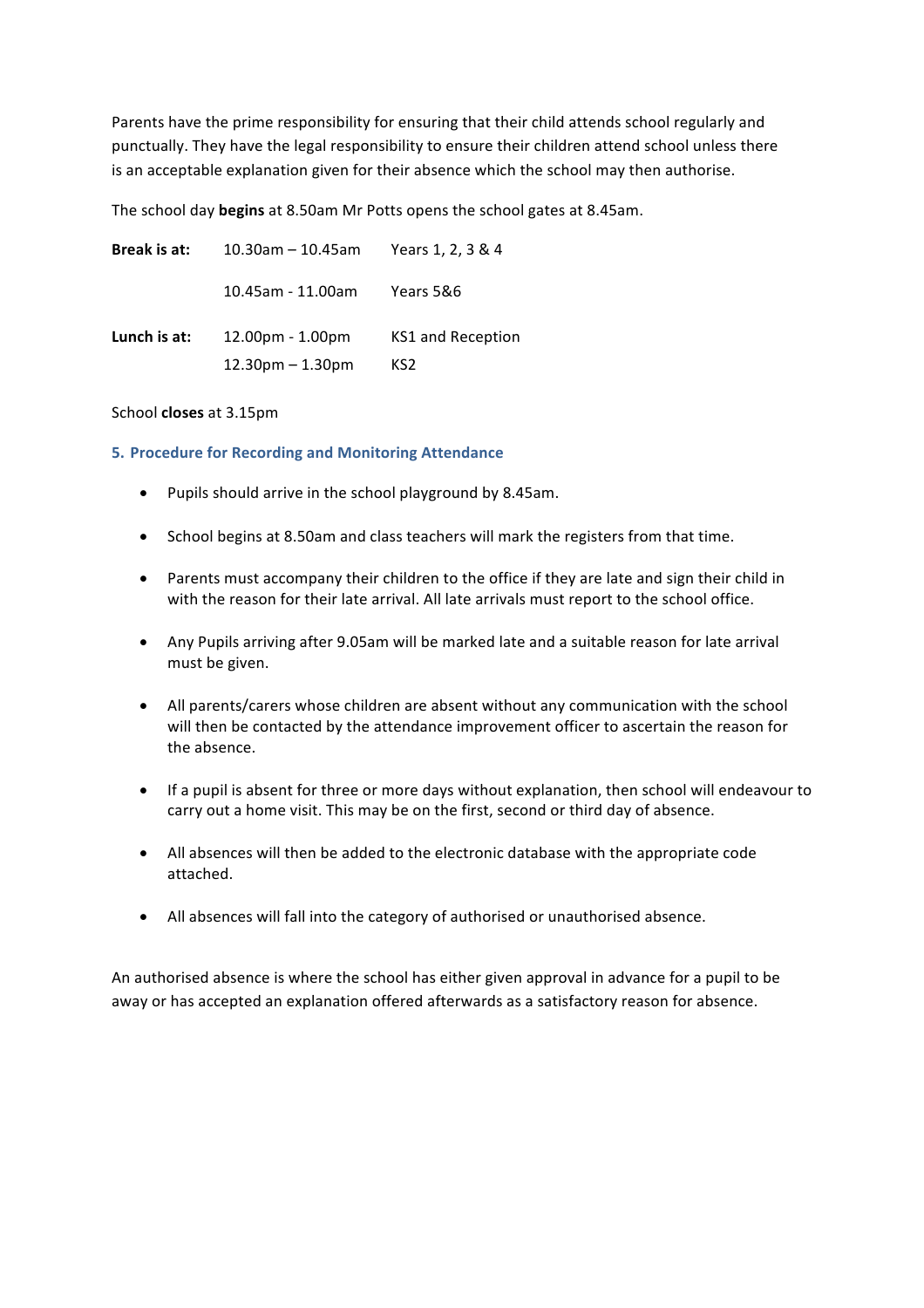Parents have the prime responsibility for ensuring that their child attends school regularly and punctually. They have the legal responsibility to ensure their children attend school unless there is an acceptable explanation given for their absence which the school may then authorise.

The school day **begins** at 8.50am Mr Potts opens the school gates at 8.45am.

| | | |
|---|---|---|
| **Break is at:** | 10.30am – 10.45am | Years 1, 2, 3 & 4 |
| | 10.45am - 11.00am | Years 5&6 |
| **Lunch is at:** | 12.00pm - 1.00pm | KS1 and Reception |
| | 12.30pm – 1.30pm | KS2 |

School **closes** at 3.15pm

## 5. Procedure for Recording and Monitoring Attendance

- Pupils should arrive in the school playground by 8.45am.
- School begins at 8.50am and class teachers will mark the registers from that time.
- Parents must accompany their children to the office if they are late and sign their child in with the reason for their late arrival. All late arrivals must report to the school office.
- Any Pupils arriving after 9.05am will be marked late and a suitable reason for late arrival must be given.
- All parents/carers whose children are absent without any communication with the school will then be contacted by the attendance improvement officer to ascertain the reason for the absence.
- If a pupil is absent for three or more days without explanation, then school will endeavour to carry out a home visit. This may be on the first, second or third day of absence.
- All absences will then be added to the electronic database with the appropriate code attached.
- All absences will fall into the category of authorised or unauthorised absence.

An authorised absence is where the school has either given approval in advance for a pupil to be away or has accepted an explanation offered afterwards as a satisfactory reason for absence.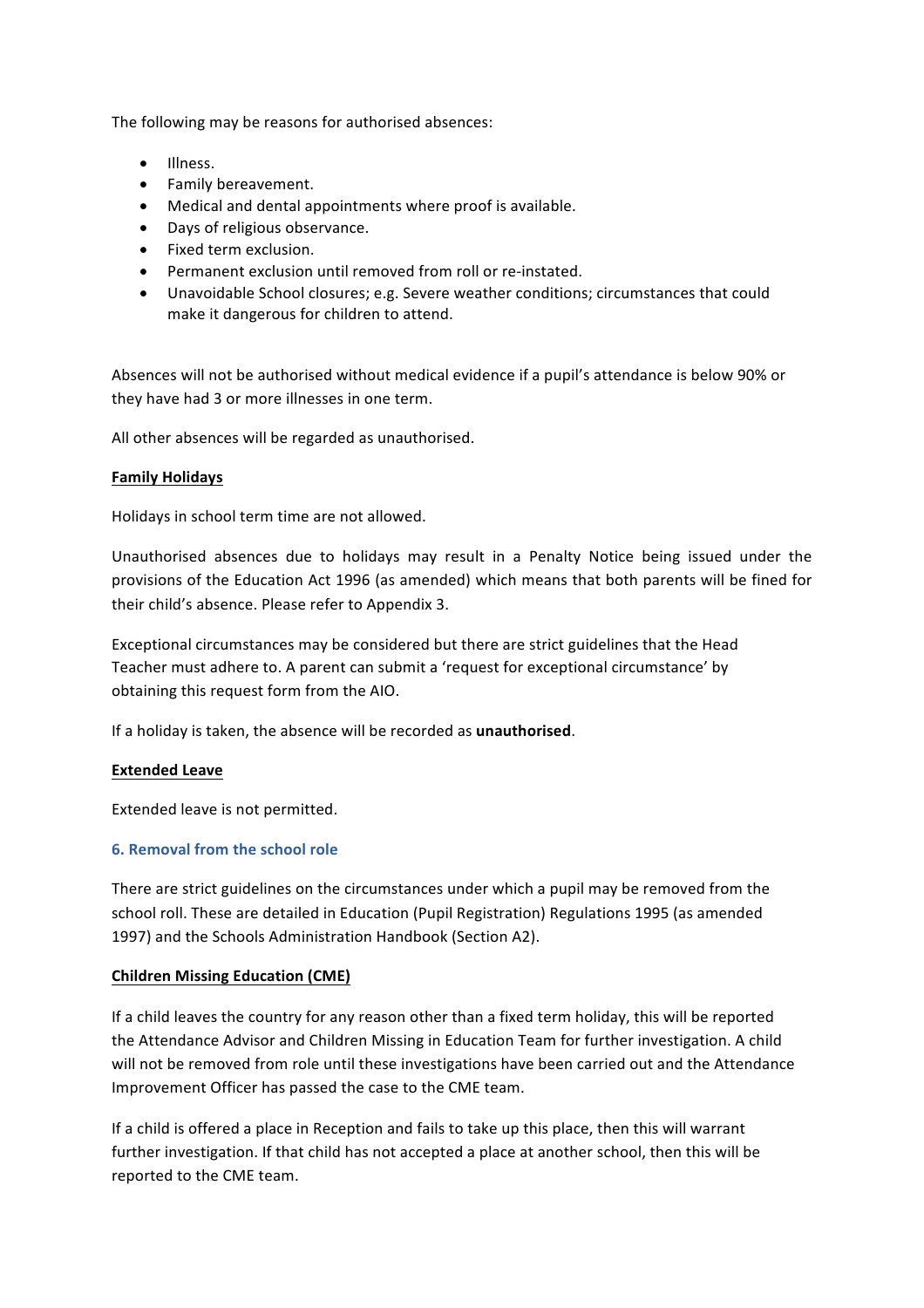The following may be reasons for authorised absences:

- Illness.
- Family bereavement.
- Medical and dental appointments where proof is available.
- Days of religious observance.
- Fixed term exclusion.
- Permanent exclusion until removed from roll or re-instated.
- Unavoidable School closures; e.g. Severe weather conditions; circumstances that could make it dangerous for children to attend.

Absences will not be authorised without medical evidence if a pupil's attendance is below 90% or they have had 3 or more illnesses in one term.

All other absences will be regarded as unauthorised.

**Family Holidays**

Holidays in school term time are not allowed.

Unauthorised absences due to holidays may result in a Penalty Notice being issued under the provisions of the Education Act 1996 (as amended) which means that both parents will be fined for their child's absence. Please refer to Appendix 3.

Exceptional circumstances may be considered but there are strict guidelines that the Head Teacher must adhere to. A parent can submit a 'request for exceptional circumstance' by obtaining this request form from the AIO.

If a holiday is taken, the absence will be recorded as **unauthorised**.

**Extended Leave**

Extended leave is not permitted.

## 6. Removal from the school role

There are strict guidelines on the circumstances under which a pupil may be removed from the school roll. These are detailed in Education (Pupil Registration) Regulations 1995 (as amended 1997) and the Schools Administration Handbook (Section A2).

**Children Missing Education (CME)**

If a child leaves the country for any reason other than a fixed term holiday, this will be reported the Attendance Advisor and Children Missing in Education Team for further investigation. A child will not be removed from role until these investigations have been carried out and the Attendance Improvement Officer has passed the case to the CME team.

If a child is offered a place in Reception and fails to take up this place, then this will warrant further investigation. If that child has not accepted a place at another school, then this will be reported to the CME team.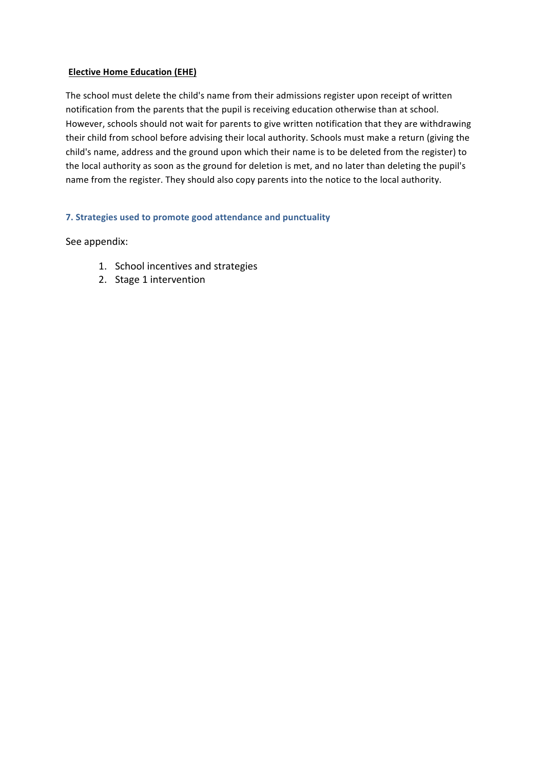**Elective Home Education (EHE)**

The school must delete the child's name from their admissions register upon receipt of written notification from the parents that the pupil is receiving education otherwise than at school. However, schools should not wait for parents to give written notification that they are withdrawing their child from school before advising their local authority. Schools must make a return (giving the child's name, address and the ground upon which their name is to be deleted from the register) to the local authority as soon as the ground for deletion is met, and no later than deleting the pupil's name from the register. They should also copy parents into the notice to the local authority.

## 7. Strategies used to promote good attendance and punctuality

See appendix:

1. School incentives and strategies
2. Stage 1 intervention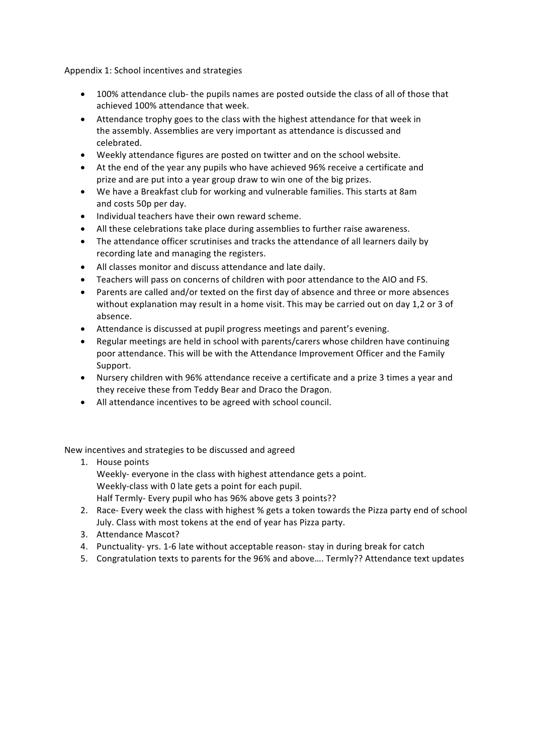Appendix 1: School incentives and strategies

- 100% attendance club- the pupils names are posted outside the class of all of those that achieved 100% attendance that week.
- Attendance trophy goes to the class with the highest attendance for that week in the assembly. Assemblies are very important as attendance is discussed and celebrated.
- Weekly attendance figures are posted on twitter and on the school website.
- At the end of the year any pupils who have achieved 96% receive a certificate and prize and are put into a year group draw to win one of the big prizes.
- We have a Breakfast club for working and vulnerable families. This starts at 8am and costs 50p per day.
- Individual teachers have their own reward scheme.
- All these celebrations take place during assemblies to further raise awareness.
- The attendance officer scrutinises and tracks the attendance of all learners daily by recording late and managing the registers.
- All classes monitor and discuss attendance and late daily.
- Teachers will pass on concerns of children with poor attendance to the AIO and FS.
- Parents are called and/or texted on the first day of absence and three or more absences without explanation may result in a home visit. This may be carried out on day 1,2 or 3 of absence.
- Attendance is discussed at pupil progress meetings and parent's evening.
- Regular meetings are held in school with parents/carers whose children have continuing poor attendance. This will be with the Attendance Improvement Officer and the Family Support.
- Nursery children with 96% attendance receive a certificate and a prize 3 times a year and they receive these from Teddy Bear and Draco the Dragon.
- All attendance incentives to be agreed with school council.

New incentives and strategies to be discussed and agreed

1. House points
   Weekly- everyone in the class with highest attendance gets a point.
   Weekly-class with 0 late gets a point for each pupil.
   Half Termly- Every pupil who has 96% above gets 3 points??
2. Race- Every week the class with highest % gets a token towards the Pizza party end of school July. Class with most tokens at the end of year has Pizza party.
3. Attendance Mascot?
4. Punctuality- yrs. 1-6 late without acceptable reason- stay in during break for catch
5. Congratulation texts to parents for the 96% and above…. Termly?? Attendance text updates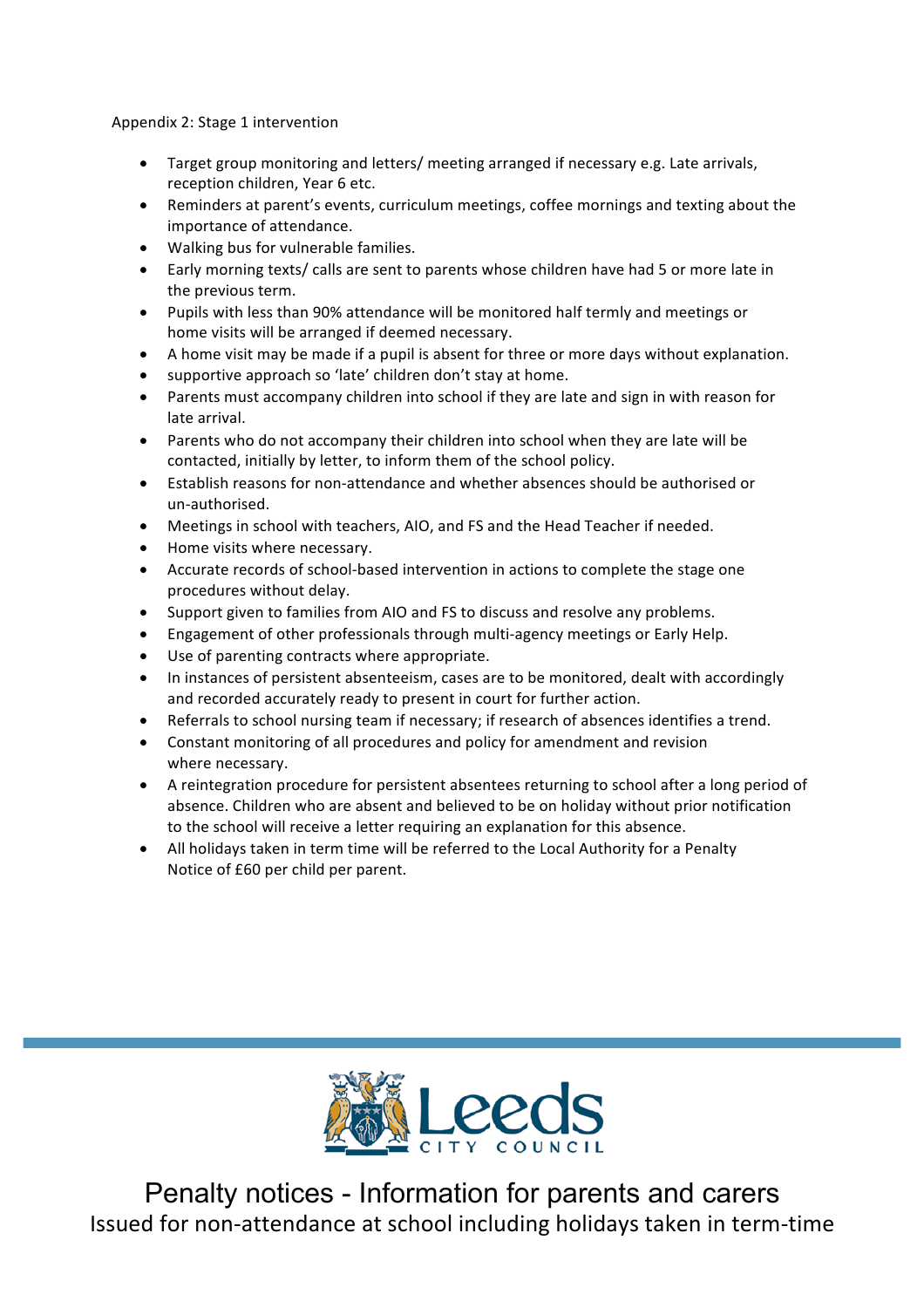Appendix 2: Stage 1 intervention

- Target group monitoring and letters/ meeting arranged if necessary e.g. Late arrivals, reception children, Year 6 etc.
- Reminders at parent's events, curriculum meetings, coffee mornings and texting about the importance of attendance.
- Walking bus for vulnerable families.
- Early morning texts/ calls are sent to parents whose children have had 5 or more late in the previous term.
- Pupils with less than 90% attendance will be monitored half termly and meetings or home visits will be arranged if deemed necessary.
- A home visit may be made if a pupil is absent for three or more days without explanation.
- supportive approach so 'late' children don't stay at home.
- Parents must accompany children into school if they are late and sign in with reason for late arrival.
- Parents who do not accompany their children into school when they are late will be contacted, initially by letter, to inform them of the school policy.
- Establish reasons for non-attendance and whether absences should be authorised or un-authorised.
- Meetings in school with teachers, AIO, and FS and the Head Teacher if needed.
- Home visits where necessary.
- Accurate records of school-based intervention in actions to complete the stage one procedures without delay.
- Support given to families from AIO and FS to discuss and resolve any problems.
- Engagement of other professionals through multi-agency meetings or Early Help.
- Use of parenting contracts where appropriate.
- In instances of persistent absenteeism, cases are to be monitored, dealt with accordingly and recorded accurately ready to present in court for further action.
- Referrals to school nursing team if necessary; if research of absences identifies a trend.
- Constant monitoring of all procedures and policy for amendment and revision where necessary.
- A reintegration procedure for persistent absentees returning to school after a long period of absence. Children who are absent and believed to be on holiday without prior notification to the school will receive a letter requiring an explanation for this absence.
- All holidays taken in term time will be referred to the Local Authority for a Penalty Notice of £60 per child per parent.

Leeds CITY COUNCIL

# Penalty notices - Information for parents and carers

Issued for non-attendance at school including holidays taken in term-time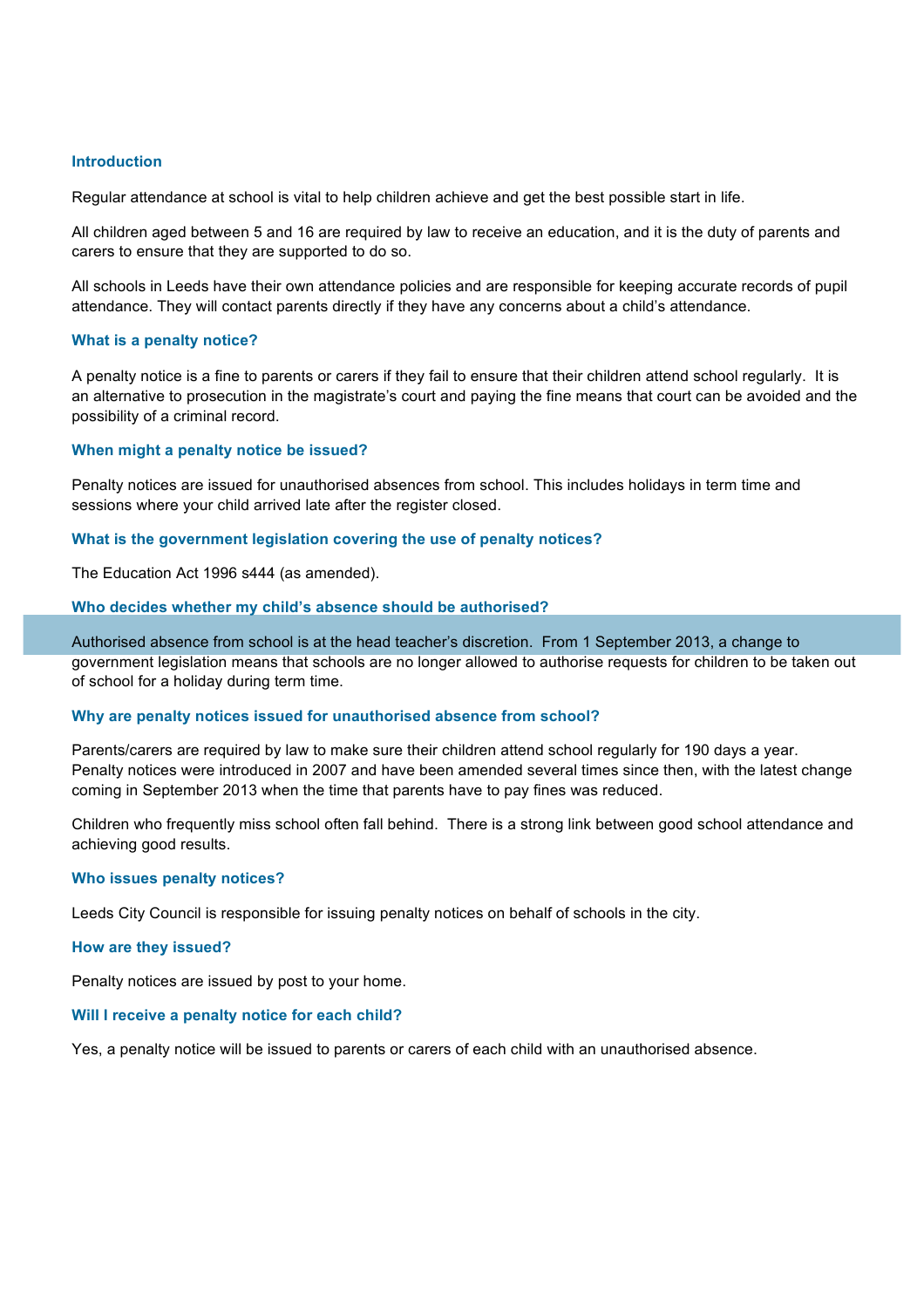### Introduction

Regular attendance at school is vital to help children achieve and get the best possible start in life.

All children aged between 5 and 16 are required by law to receive an education, and it is the duty of parents and carers to ensure that they are supported to do so.

All schools in Leeds have their own attendance policies and are responsible for keeping accurate records of pupil attendance. They will contact parents directly if they have any concerns about a child's attendance.

### What is a penalty notice?

A penalty notice is a fine to parents or carers if they fail to ensure that their children attend school regularly. It is an alternative to prosecution in the magistrate's court and paying the fine means that court can be avoided and the possibility of a criminal record.

### When might a penalty notice be issued?

Penalty notices are issued for unauthorised absences from school. This includes holidays in term time and sessions where your child arrived late after the register closed.

### What is the government legislation covering the use of penalty notices?

The Education Act 1996 s444 (as amended).

### Who decides whether my child's absence should be authorised?

Authorised absence from school is at the head teacher's discretion. From 1 September 2013, a change to government legislation means that schools are no longer allowed to authorise requests for children to be taken out of school for a holiday during term time.

### Why are penalty notices issued for unauthorised absence from school?

Parents/carers are required by law to make sure their children attend school regularly for 190 days a year. Penalty notices were introduced in 2007 and have been amended several times since then, with the latest change coming in September 2013 when the time that parents have to pay fines was reduced.

Children who frequently miss school often fall behind. There is a strong link between good school attendance and achieving good results.

### Who issues penalty notices?

Leeds City Council is responsible for issuing penalty notices on behalf of schools in the city.

### How are they issued?

Penalty notices are issued by post to your home.

### Will I receive a penalty notice for each child?

Yes, a penalty notice will be issued to parents or carers of each child with an unauthorised absence.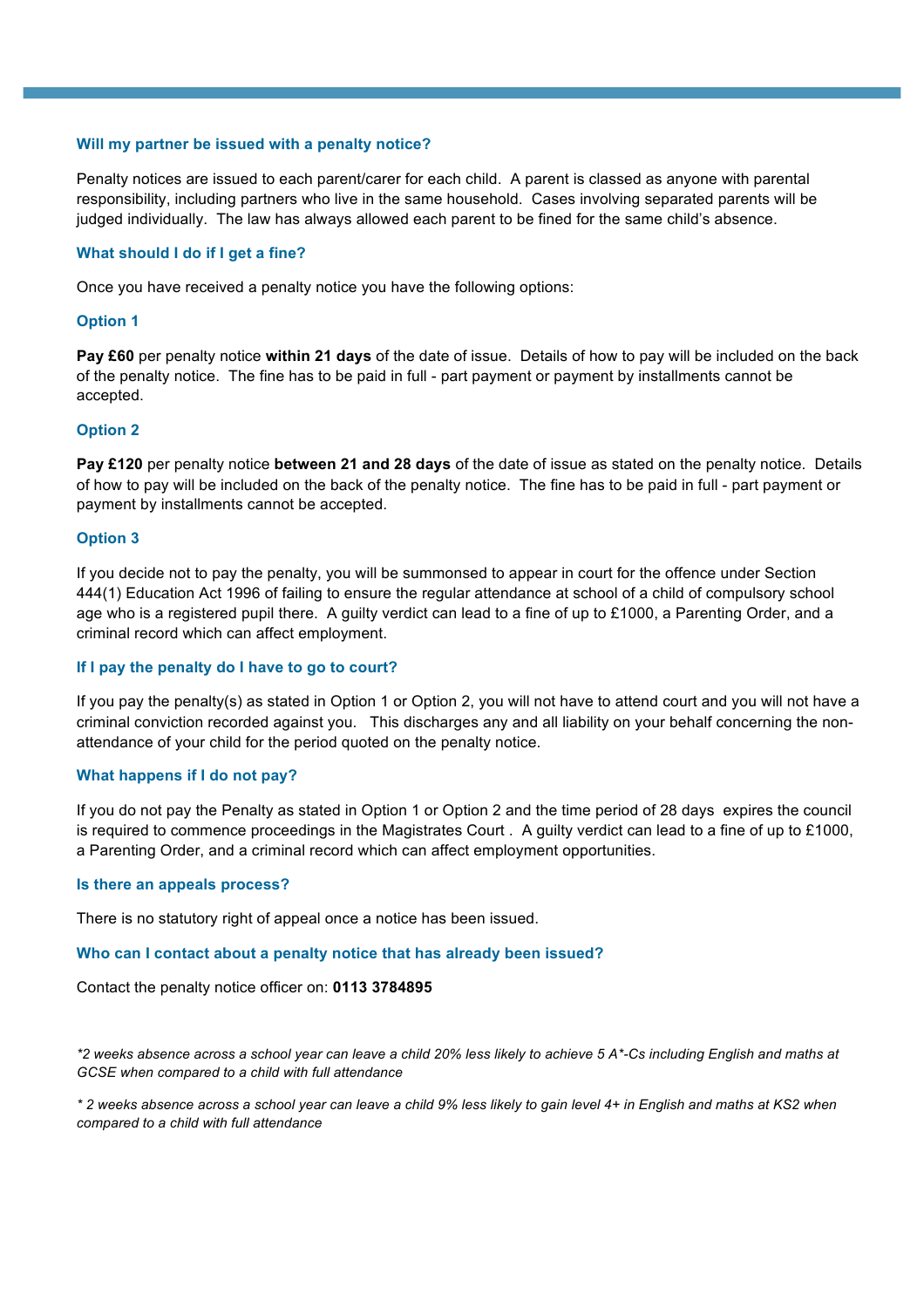### Will my partner be issued with a penalty notice?

Penalty notices are issued to each parent/carer for each child. A parent is classed as anyone with parental responsibility, including partners who live in the same household. Cases involving separated parents will be judged individually. The law has always allowed each parent to be fined for the same child's absence.

### What should I do if I get a fine?

Once you have received a penalty notice you have the following options:

### Option 1

**Pay £60** per penalty notice **within 21 days** of the date of issue. Details of how to pay will be included on the back of the penalty notice. The fine has to be paid in full - part payment or payment by installments cannot be accepted.

### Option 2

**Pay £120** per penalty notice **between 21 and 28 days** of the date of issue as stated on the penalty notice. Details of how to pay will be included on the back of the penalty notice. The fine has to be paid in full - part payment or payment by installments cannot be accepted.

### Option 3

If you decide not to pay the penalty, you will be summonsed to appear in court for the offence under Section 444(1) Education Act 1996 of failing to ensure the regular attendance at school of a child of compulsory school age who is a registered pupil there. A guilty verdict can lead to a fine of up to £1000, a Parenting Order, and a criminal record which can affect employment.

### If I pay the penalty do I have to go to court?

If you pay the penalty(s) as stated in Option 1 or Option 2, you will not have to attend court and you will not have a criminal conviction recorded against you. This discharges any and all liability on your behalf concerning the non-attendance of your child for the period quoted on the penalty notice.

### What happens if I do not pay?

If you do not pay the Penalty as stated in Option 1 or Option 2 and the time period of 28 days expires the council is required to commence proceedings in the Magistrates Court . A guilty verdict can lead to a fine of up to £1000, a Parenting Order, and a criminal record which can affect employment opportunities.

### Is there an appeals process?

There is no statutory right of appeal once a notice has been issued.

### Who can I contact about a penalty notice that has already been issued?

Contact the penalty notice officer on: **0113 3784895**

*\*2 weeks absence across a school year can leave a child 20% less likely to achieve 5 A\*-Cs including English and maths at GCSE when compared to a child with full attendance*

*\* 2 weeks absence across a school year can leave a child 9% less likely to gain level 4+ in English and maths at KS2 when compared to a child with full attendance*